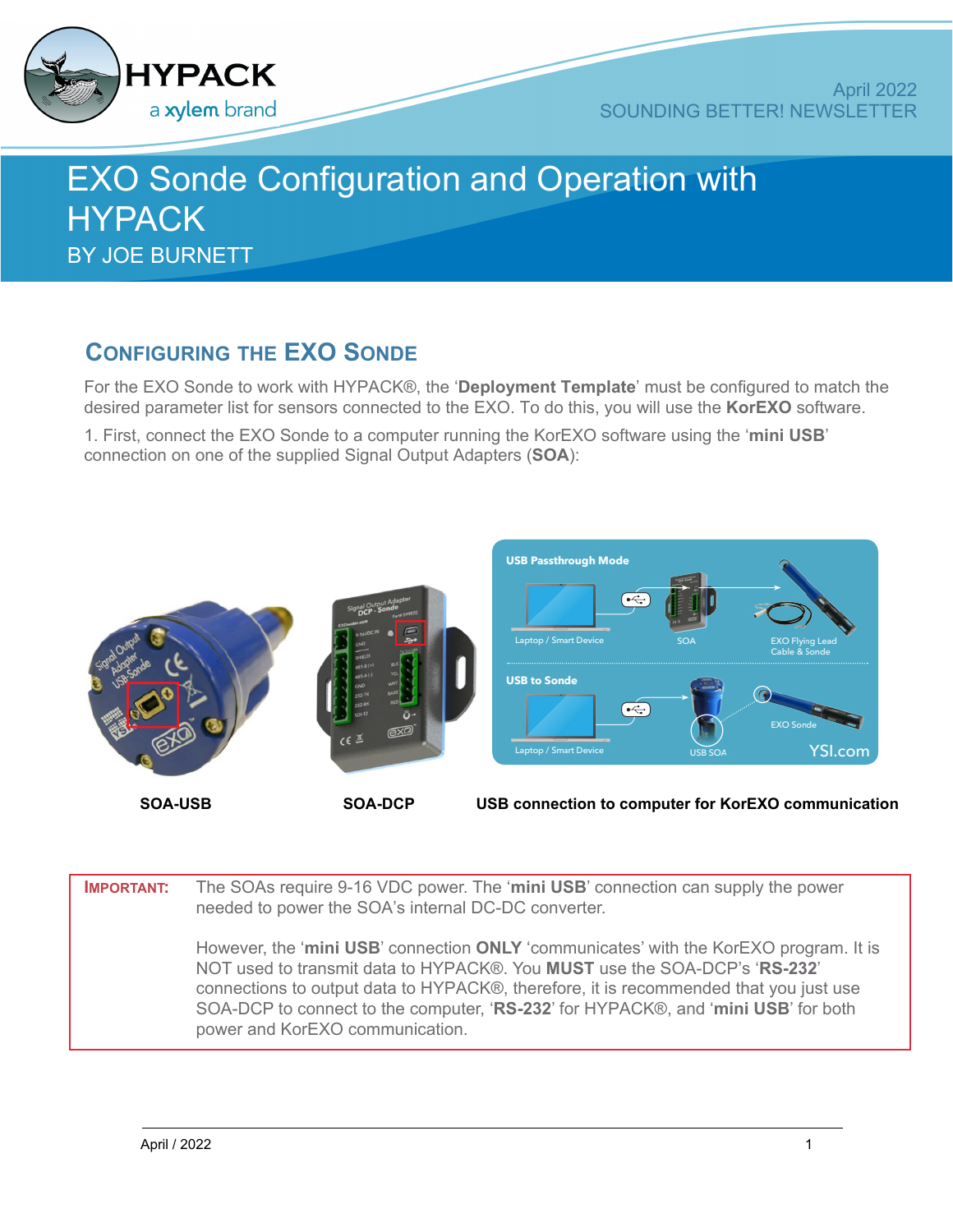# EXO Sonde Configuration and Operation with HYPACK

BY JOE BURNETT

## Configuring the EXO Sonde

For the EXO Sonde to work with HYPACK®, the '**Deployment Template**' must be configured to match the desired parameter list for sensors connected to the EXO. To do this, you will use the **KorEXO** software.

1. First, connect the EXO Sonde to a computer running the KorEXO software using the '**mini USB**' connection on one of the supplied Signal Output Adapters (**SOA**):

**SOA-USB** **SOA-DCP** **USB connection to computer for KorEXO communication**

| | |
|---|---|
| **IMPORTANT:** | The SOAs require 9-16 VDC power. The '**mini USB**' connection can supply the power needed to power the SOA's internal DC-DC converter.<br><br>However, the '**mini USB**' connection **ONLY** 'communicates' with the KorEXO program. It is NOT used to transmit data to HYPACK®. You **MUST** use the SOA-DCP's '**RS-232**' connections to output data to HYPACK®, therefore, it is recommended that you just use SOA-DCP to connect to the computer, '**RS-232**' for HYPACK®, and '**mini USB**' for both power and KorEXO communication. |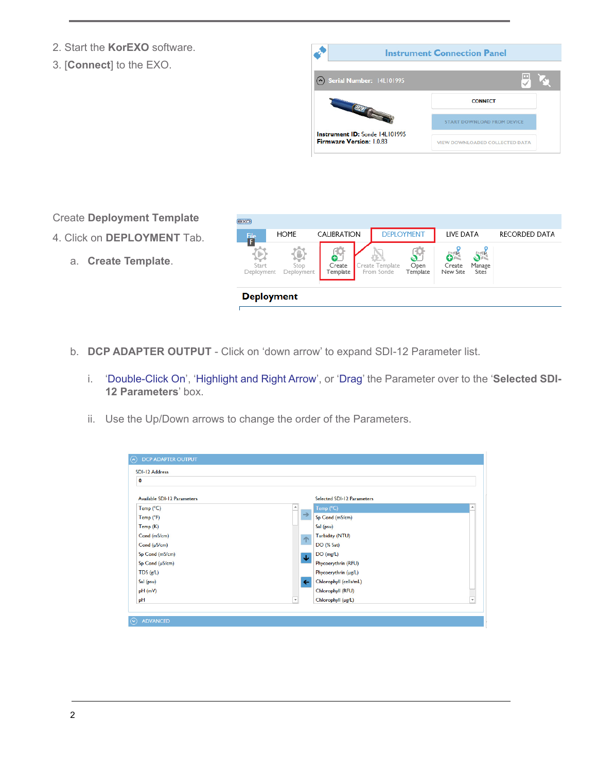2. Start the **KorEXO** software.
3. [**Connect**] to the EXO.

Create **Deployment Template**

4. Click on **DEPLOYMENT** Tab.

   a. **Create Template**.

   b. **DCP ADAPTER OUTPUT** - Click on 'down arrow' to expand SDI-12 Parameter list.

      i. 'Double-Click On', 'Highlight and Right Arrow', or 'Drag' the Parameter over to the '**Selected SDI-12 Parameters**' box.

      ii. Use the Up/Down arrows to change the order of the Parameters.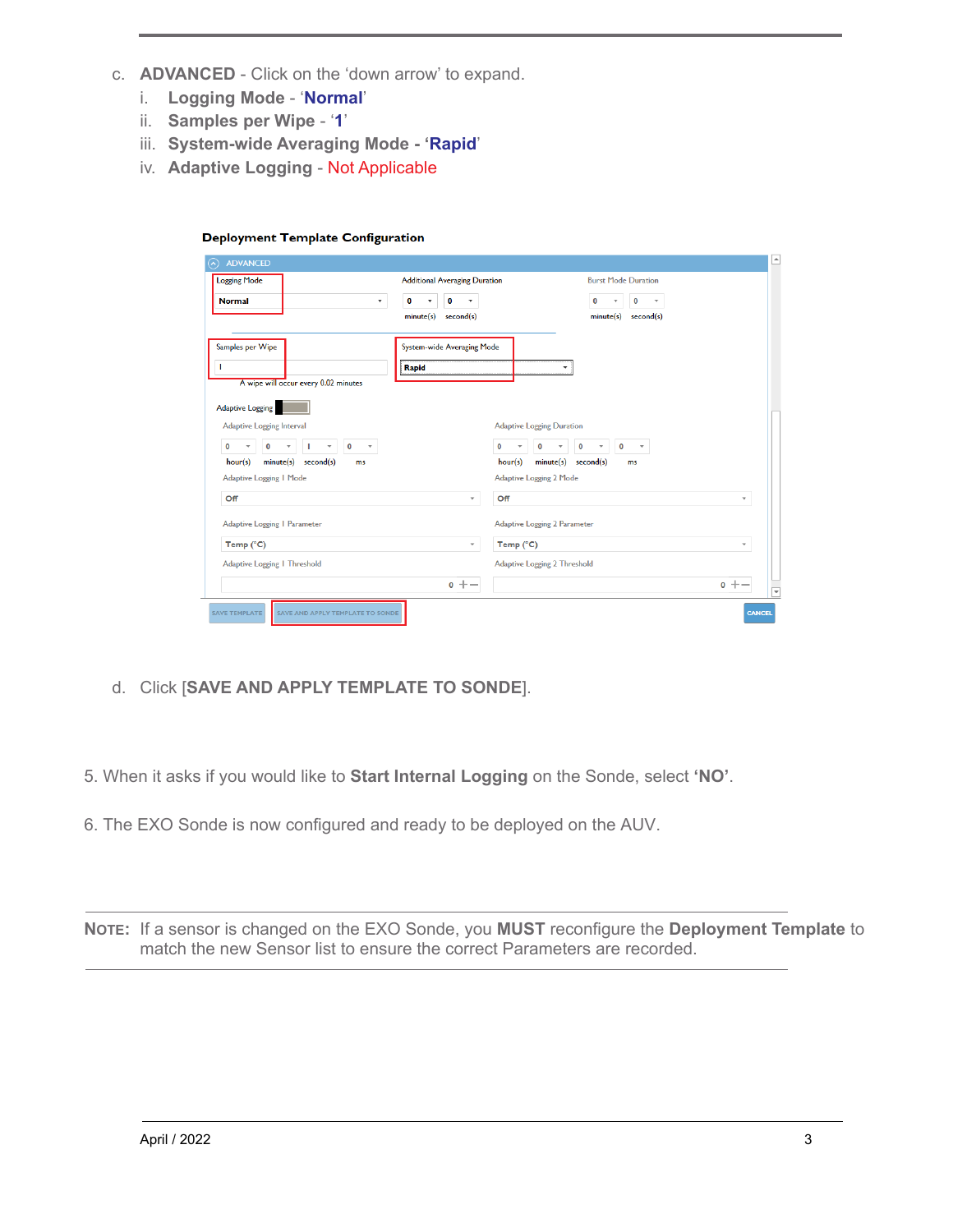c. **ADVANCED** - Click on the 'down arrow' to expand.

   i. **Logging Mode** - '**Normal**'

   ii. **Samples per Wipe** - '**1**'

   iii. **System-wide Averaging Mode** - '**Rapid**'

   iv. **Adaptive Logging** - Not Applicable

**Deployment Template Configuration**

d. Click [**SAVE AND APPLY TEMPLATE TO SONDE**].

5. When it asks if you would like to **Start Internal Logging** on the Sonde, select **'NO'**.

6. The EXO Sonde is now configured and ready to be deployed on the AUV.

---

**NOTE:** If a sensor is changed on the EXO Sonde, you **MUST** reconfigure the **Deployment Template** to match the new Sensor list to ensure the correct Parameters are recorded.

---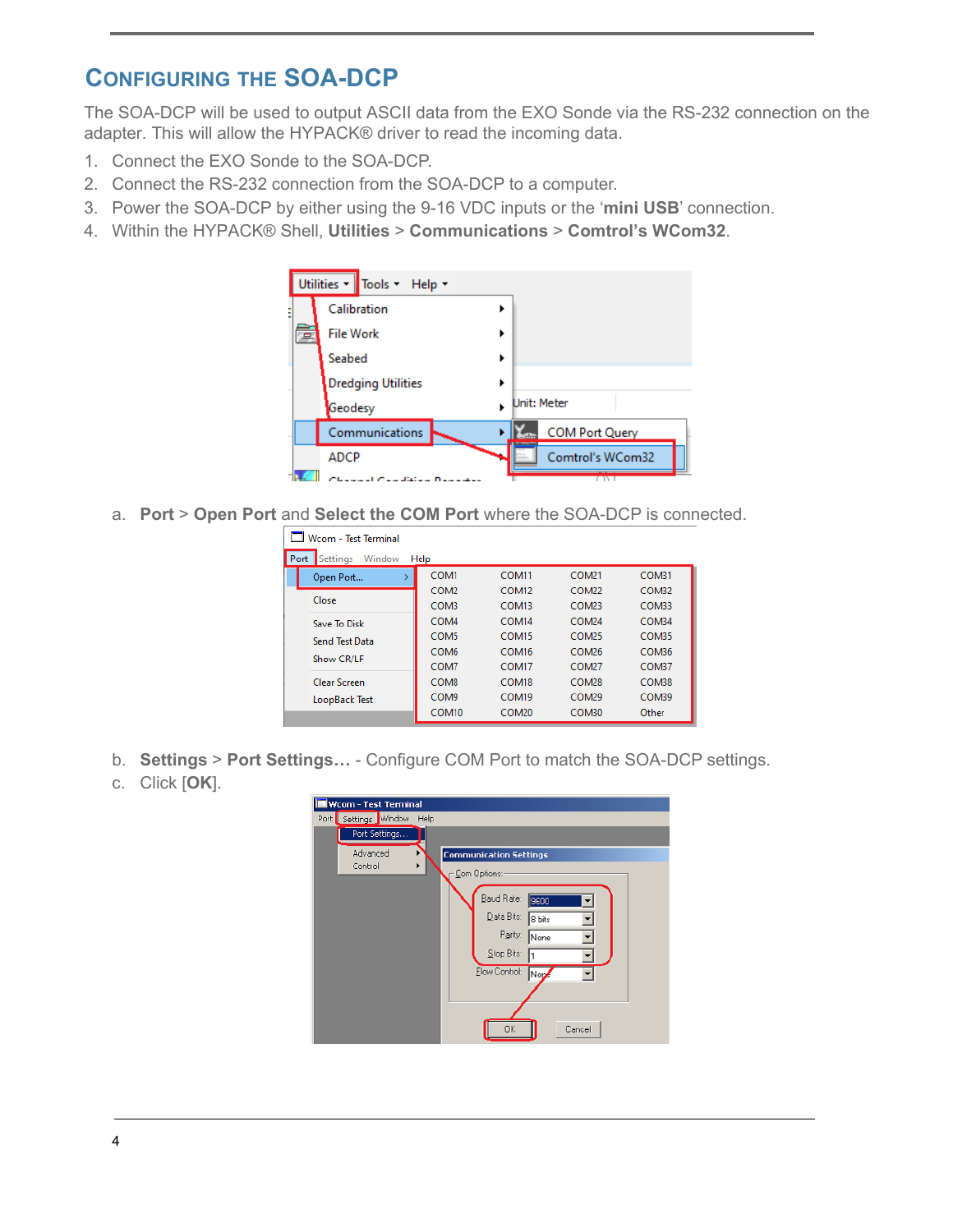# Configuring the SOA-DCP

The SOA-DCP will be used to output ASCII data from the EXO Sonde via the RS-232 connection on the adapter. This will allow the HYPACK® driver to read the incoming data.

1. Connect the EXO Sonde to the SOA-DCP.
2. Connect the RS-232 connection from the SOA-DCP to a computer.
3. Power the SOA-DCP by either using the 9-16 VDC inputs or the '**mini USB**' connection.
4. Within the HYPACK® Shell, **Utilities** > **Communications** > **Comtrol's WCom32**.

   a. **Port** > **Open Port** and **Select the COM Port** where the SOA-DCP is connected.

   b. **Settings** > **Port Settings…** - Configure COM Port to match the SOA-DCP settings.

   c. Click [**OK**].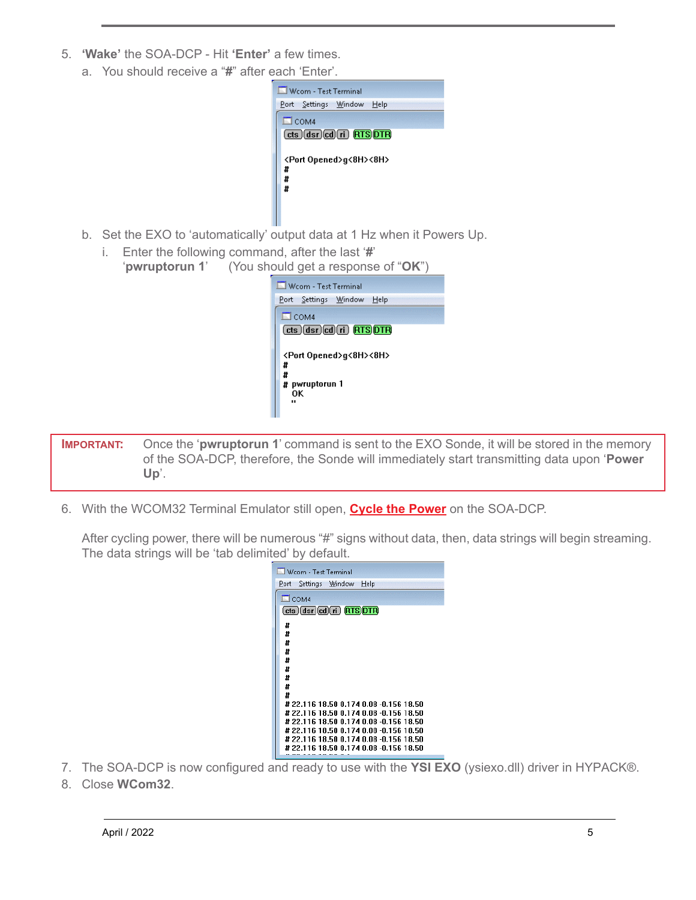5. **'Wake'** the SOA-DCP - Hit **'Enter'** a few times.
   a. You should receive a "**#**" after each 'Enter'.

```
Wcom - Test Terminal
Port  Settings  Window  Help
COM4
cts dsr cd ri  RTS DTR

<Port Opened>g<8H><8H>
#
#
#
```

   b. Set the EXO to 'automatically' output data at 1 Hz when it Powers Up.
      i. Enter the following command, after the last '**#**'
      '**pwruptorun 1**'      (You should get a response of "**OK**")

```
Wcom - Test Terminal
Port  Settings  Window  Help
COM4
cts dsr cd ri  RTS DTR

<Port Opened>g<8H><8H>
#
#
# pwruptorun 1
  OK
  "
```

**IMPORTANT:** Once the '**pwruptorun 1**' command is sent to the EXO Sonde, it will be stored in the memory of the SOA-DCP, therefore, the Sonde will immediately start transmitting data upon '**Power Up**'.

6. With the WCOM32 Terminal Emulator still open, **Cycle the Power** on the SOA-DCP.

   After cycling power, there will be numerous "#" signs without data, then, data strings will begin streaming. The data strings will be 'tab delimited' by default.

```
Wcom - Test Terminal
Port  Settings  Window  Help
COM4
cts dsr cd ri  RTS DTR
#
#
#
#
#
#
#
#
#
# 22.116 18.50 0.174 0.08 -0.156 18.50
# 22.116 18.50 0.174 0.08 -0.156 18.50
# 22.116 18.50 0.174 0.08 -0.156 18.50
# 22.116 18.50 0.174 0.08 -0.156 18.50
# 22.116 18.50 0.174 0.08 -0.156 18.50
# 22.116 18.50 0.174 0.08 -0.156 18.50
```

7. The SOA-DCP is now configured and ready to use with the **YSI EXO** (ysiexo.dll) driver in HYPACK®.
8. Close **WCom32**.

April / 2022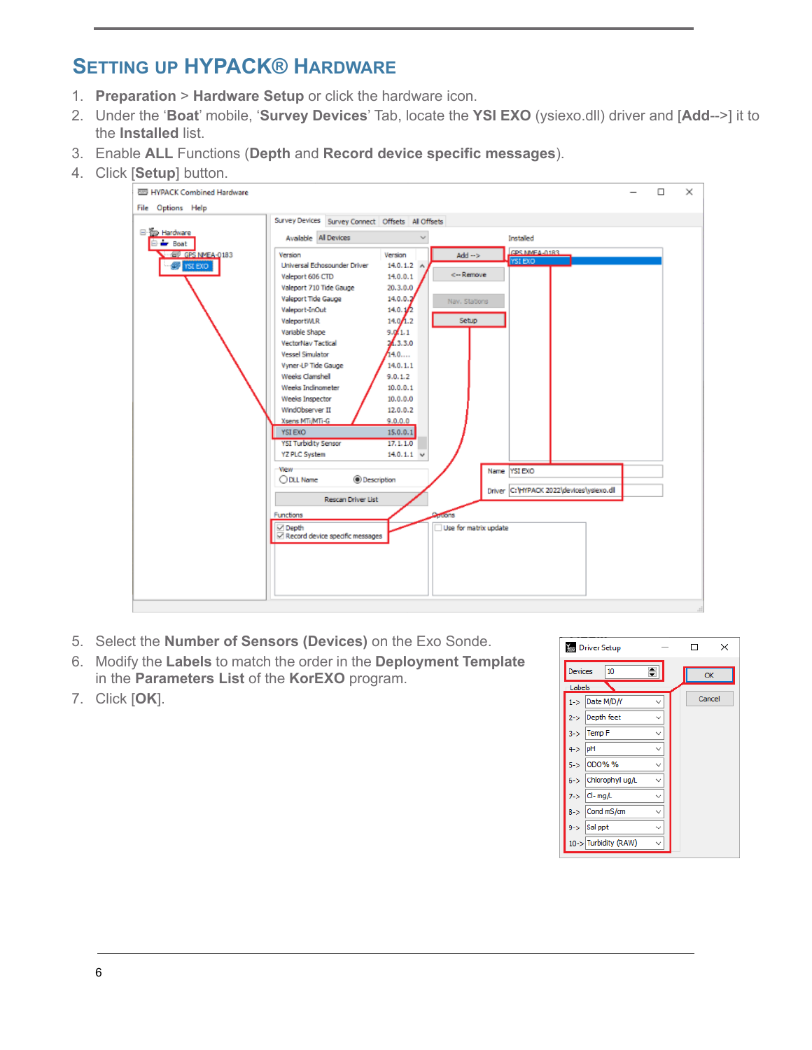## SETTING UP HYPACK® HARDWARE

1. **Preparation** > **Hardware Setup** or click the hardware icon.
2. Under the '**Boat**' mobile, '**Survey Devices**' Tab, locate the **YSI EXO** (ysiexo.dll) driver and [**Add**-->] it to the **Installed** list.
3. Enable **ALL** Functions (**Depth** and **Record device specific messages**).
4. Click [**Setup**] button.

5. Select the **Number of Sensors (Devices)** on the Exo Sonde.
6. Modify the **Labels** to match the order in the **Deployment Template** in the **Parameters List** of the **KorEXO** program.
7. Click [**OK**].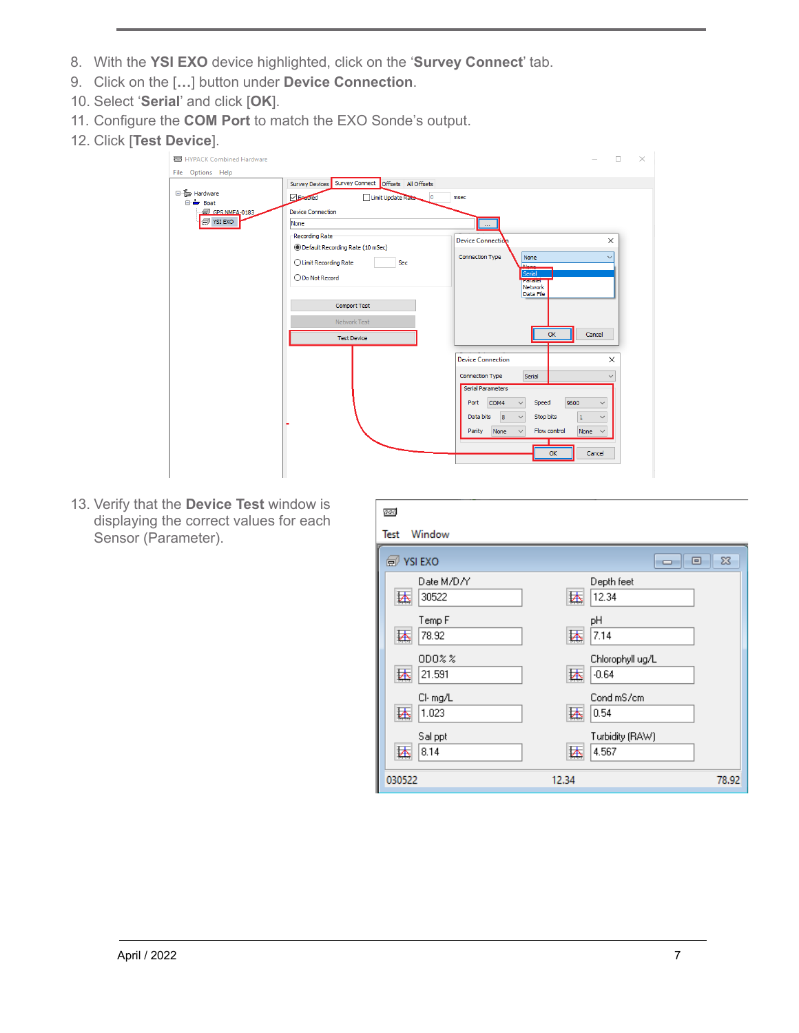8. With the **YSI EXO** device highlighted, click on the ‘**Survey Connect**’ tab.
9. Click on the [**…**] button under **Device Connection**.
10. Select ‘**Serial**’ and click [**OK**].
11. Configure the **COM Port** to match the EXO Sonde’s output.
12. Click [**Test Device**].

13. Verify that the **Device Test** window is displaying the correct values for each Sensor (Parameter).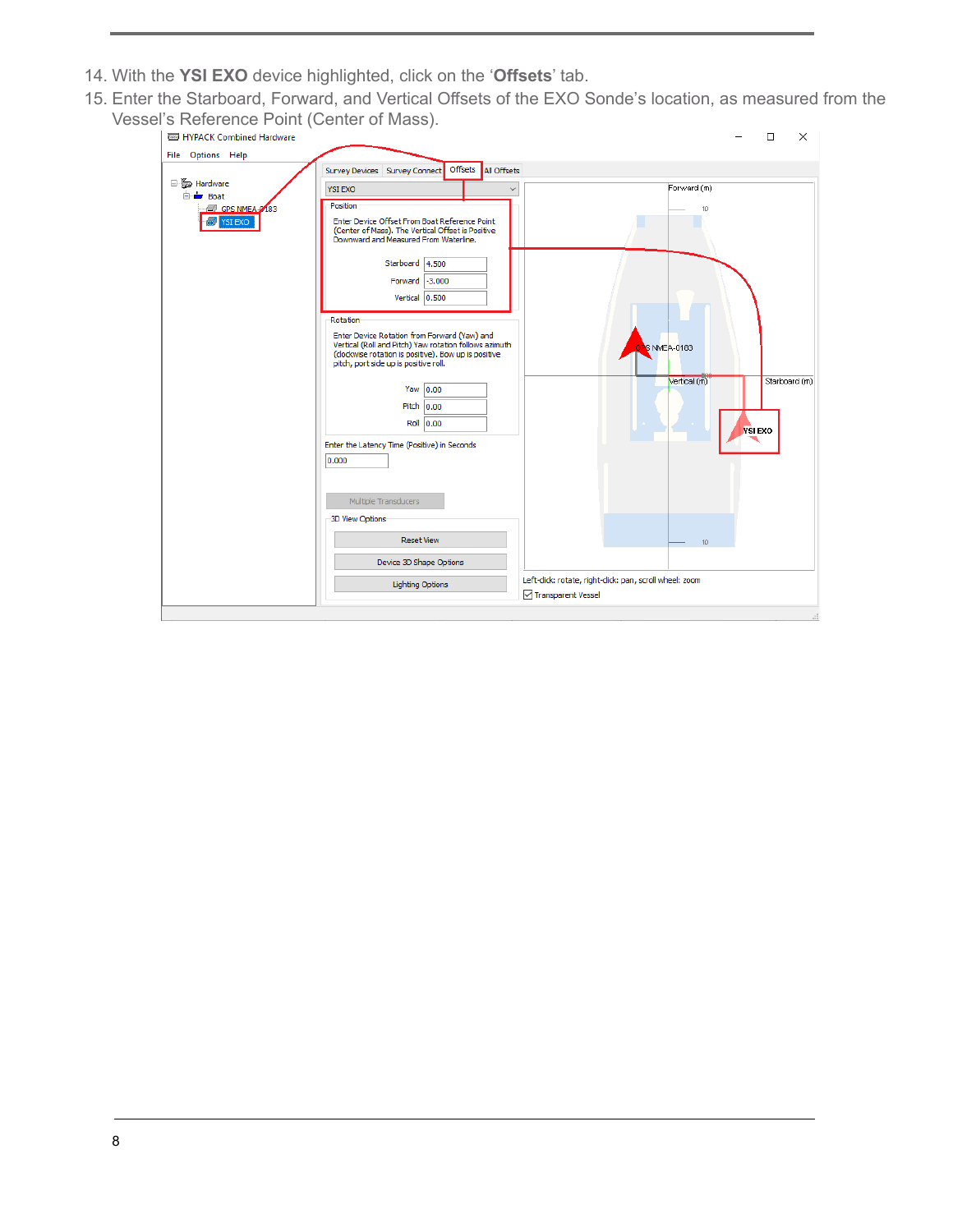14. With the **YSI EXO** device highlighted, click on the '**Offsets**' tab.
15. Enter the Starboard, Forward, and Vertical Offsets of the EXO Sonde's location, as measured from the Vessel's Reference Point (Center of Mass).